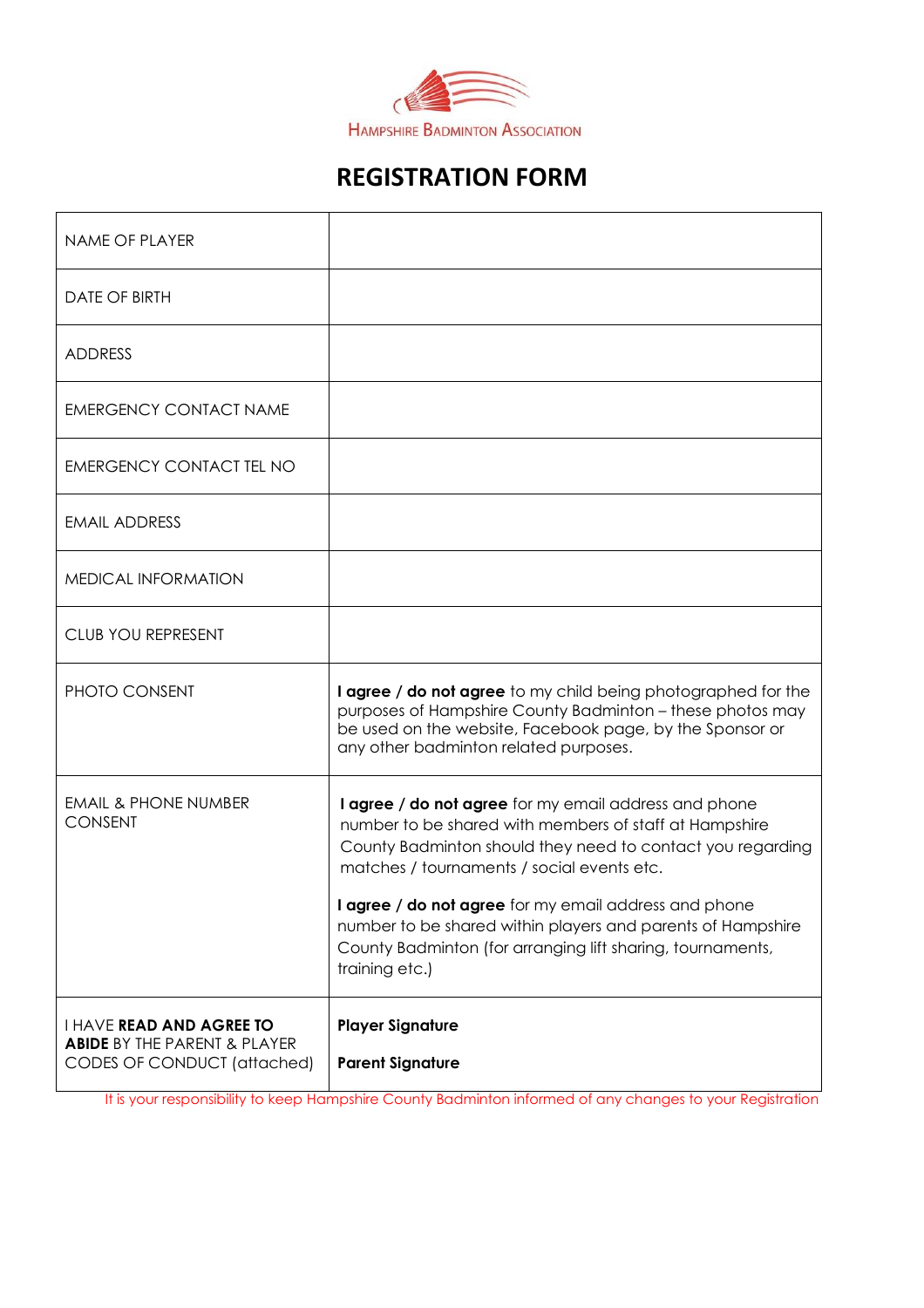Hampshire Badminton Association

# REGISTRATION FORM

| NAME OF PLAYER | |
|---|---|
| DATE OF BIRTH | |
| ADDRESS | |
| EMERGENCY CONTACT NAME | |
| EMERGENCY CONTACT TEL NO | |
| EMAIL ADDRESS | |
| MEDICAL INFORMATION | |
| CLUB YOU REPRESENT | |
| PHOTO CONSENT | **I agree / do not agree** to my child being photographed for the purposes of Hampshire County Badminton – these photos may be used on the website, Facebook page, by the Sponsor or any other badminton related purposes. |
| EMAIL & PHONE NUMBER CONSENT | **I agree / do not agree** for my email address and phone number to be shared with members of staff at Hampshire County Badminton should they need to contact you regarding matches / tournaments / social events etc.<br><br>**I agree / do not agree** for my email address and phone number to be shared within players and parents of Hampshire County Badminton (for arranging lift sharing, tournaments, training etc.) |
| I HAVE **READ AND AGREE TO ABIDE** BY THE PARENT & PLAYER CODES OF CONDUCT (attached) | **Player Signature**<br><br>**Parent Signature** |

It is your responsibility to keep Hampshire County Badminton informed of any changes to your Registration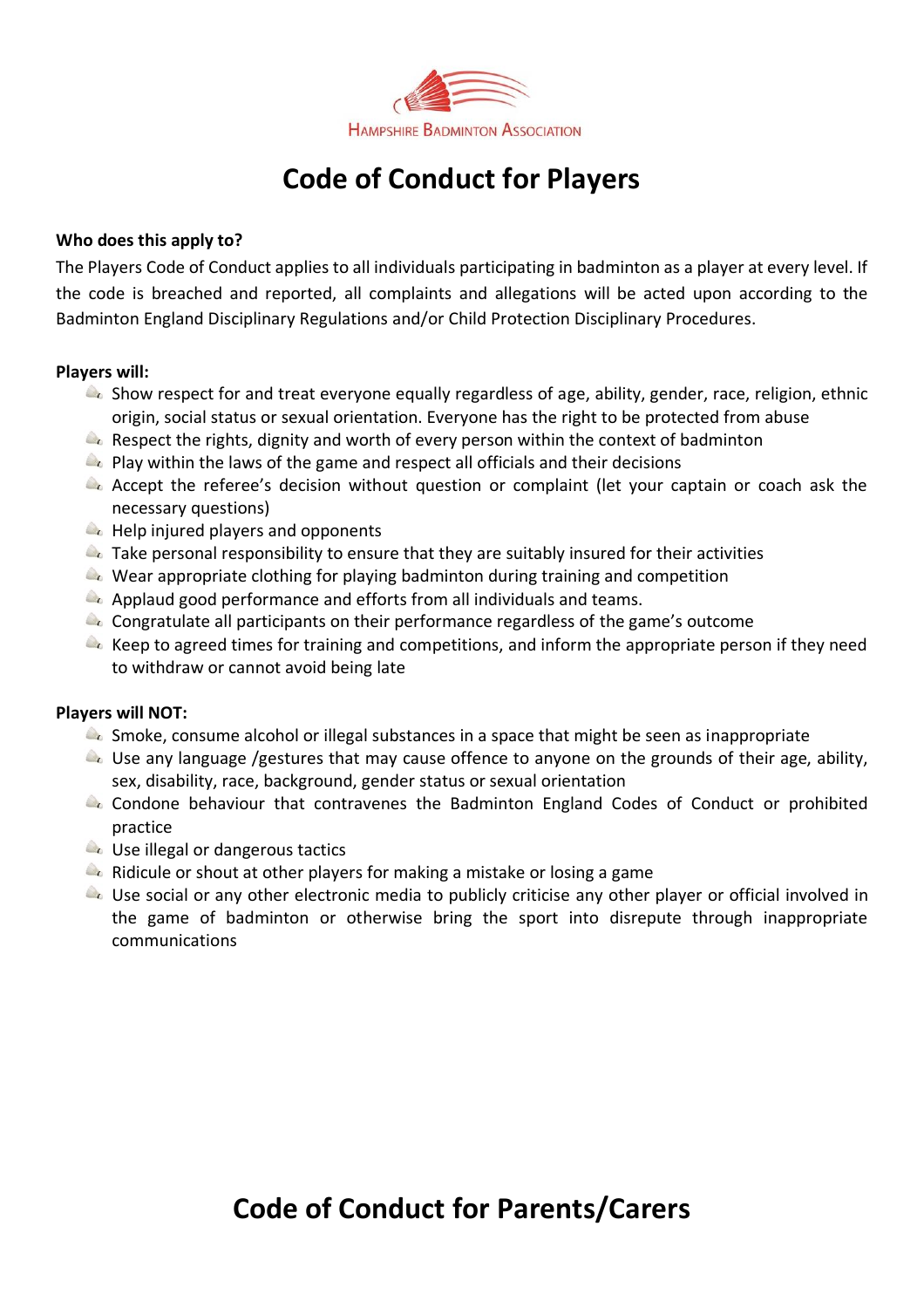Hampshire Badminton Association

# Code of Conduct for Players

**Who does this apply to?**

The Players Code of Conduct applies to all individuals participating in badminton as a player at every level. If the code is breached and reported, all complaints and allegations will be acted upon according to the Badminton England Disciplinary Regulations and/or Child Protection Disciplinary Procedures.

**Players will:**

- Show respect for and treat everyone equally regardless of age, ability, gender, race, religion, ethnic origin, social status or sexual orientation. Everyone has the right to be protected from abuse
- Respect the rights, dignity and worth of every person within the context of badminton
- Play within the laws of the game and respect all officials and their decisions
- Accept the referee's decision without question or complaint (let your captain or coach ask the necessary questions)
- Help injured players and opponents
- Take personal responsibility to ensure that they are suitably insured for their activities
- Wear appropriate clothing for playing badminton during training and competition
- Applaud good performance and efforts from all individuals and teams.
- Congratulate all participants on their performance regardless of the game's outcome
- Keep to agreed times for training and competitions, and inform the appropriate person if they need to withdraw or cannot avoid being late

**Players will NOT:**

- Smoke, consume alcohol or illegal substances in a space that might be seen as inappropriate
- Use any language /gestures that may cause offence to anyone on the grounds of their age, ability, sex, disability, race, background, gender status or sexual orientation
- Condone behaviour that contravenes the Badminton England Codes of Conduct or prohibited practice
- Use illegal or dangerous tactics
- Ridicule or shout at other players for making a mistake or losing a game
- Use social or any other electronic media to publicly criticise any other player or official involved in the game of badminton or otherwise bring the sport into disrepute through inappropriate communications

# Code of Conduct for Parents/Carers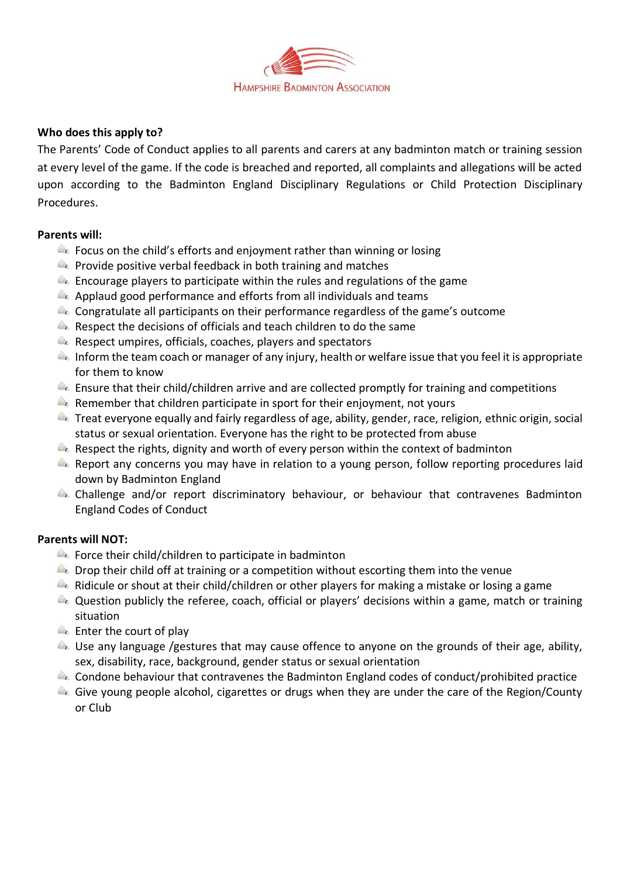Hampshire Badminton Association

**Who does this apply to?**

The Parents' Code of Conduct applies to all parents and carers at any badminton match or training session at every level of the game. If the code is breached and reported, all complaints and allegations will be acted upon according to the Badminton England Disciplinary Regulations or Child Protection Disciplinary Procedures.

**Parents will:**

- Focus on the child's efforts and enjoyment rather than winning or losing
- Provide positive verbal feedback in both training and matches
- Encourage players to participate within the rules and regulations of the game
- Applaud good performance and efforts from all individuals and teams
- Congratulate all participants on their performance regardless of the game's outcome
- Respect the decisions of officials and teach children to do the same
- Respect umpires, officials, coaches, players and spectators
- Inform the team coach or manager of any injury, health or welfare issue that you feel it is appropriate for them to know
- Ensure that their child/children arrive and are collected promptly for training and competitions
- Remember that children participate in sport for their enjoyment, not yours
- Treat everyone equally and fairly regardless of age, ability, gender, race, religion, ethnic origin, social status or sexual orientation. Everyone has the right to be protected from abuse
- Respect the rights, dignity and worth of every person within the context of badminton
- Report any concerns you may have in relation to a young person, follow reporting procedures laid down by Badminton England
- Challenge and/or report discriminatory behaviour, or behaviour that contravenes Badminton England Codes of Conduct

**Parents will NOT:**

- Force their child/children to participate in badminton
- Drop their child off at training or a competition without escorting them into the venue
- Ridicule or shout at their child/children or other players for making a mistake or losing a game
- Question publicly the referee, coach, official or players' decisions within a game, match or training situation
- Enter the court of play
- Use any language /gestures that may cause offence to anyone on the grounds of their age, ability, sex, disability, race, background, gender status or sexual orientation
- Condone behaviour that contravenes the Badminton England codes of conduct/prohibited practice
- Give young people alcohol, cigarettes or drugs when they are under the care of the Region/County or Club